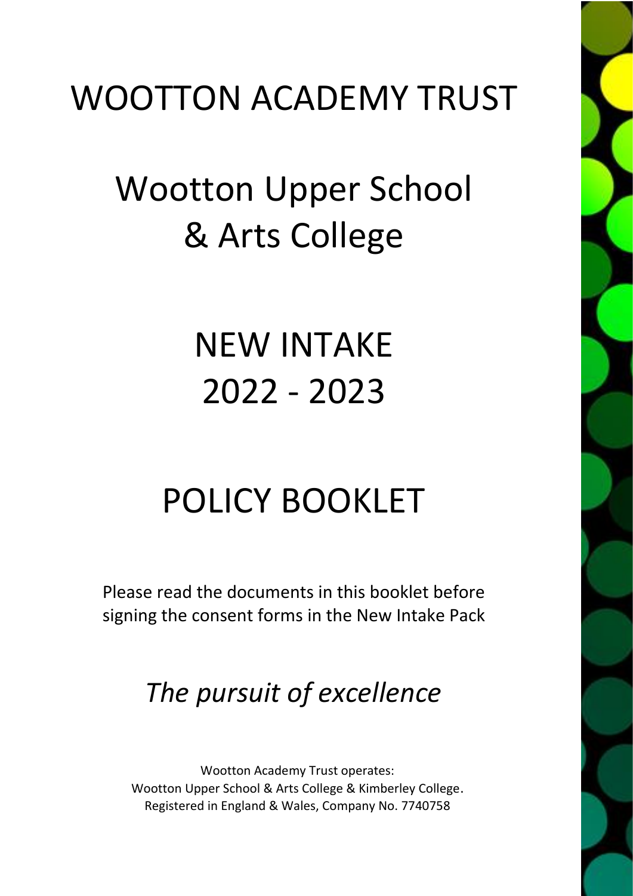# WOOTTON ACADEMY TRUST

# Wootton Upper School & Arts College

# NEW INTAKE 2022 - 2023

# POLICY BOOKLET

Please read the documents in this booklet before signing the consent forms in the New Intake Pack

*The pursuit of excellence*

Wootton Academy Trust operates:
Wootton Upper School & Arts College & Kimberley College.
Registered in England & Wales, Company No. 7740758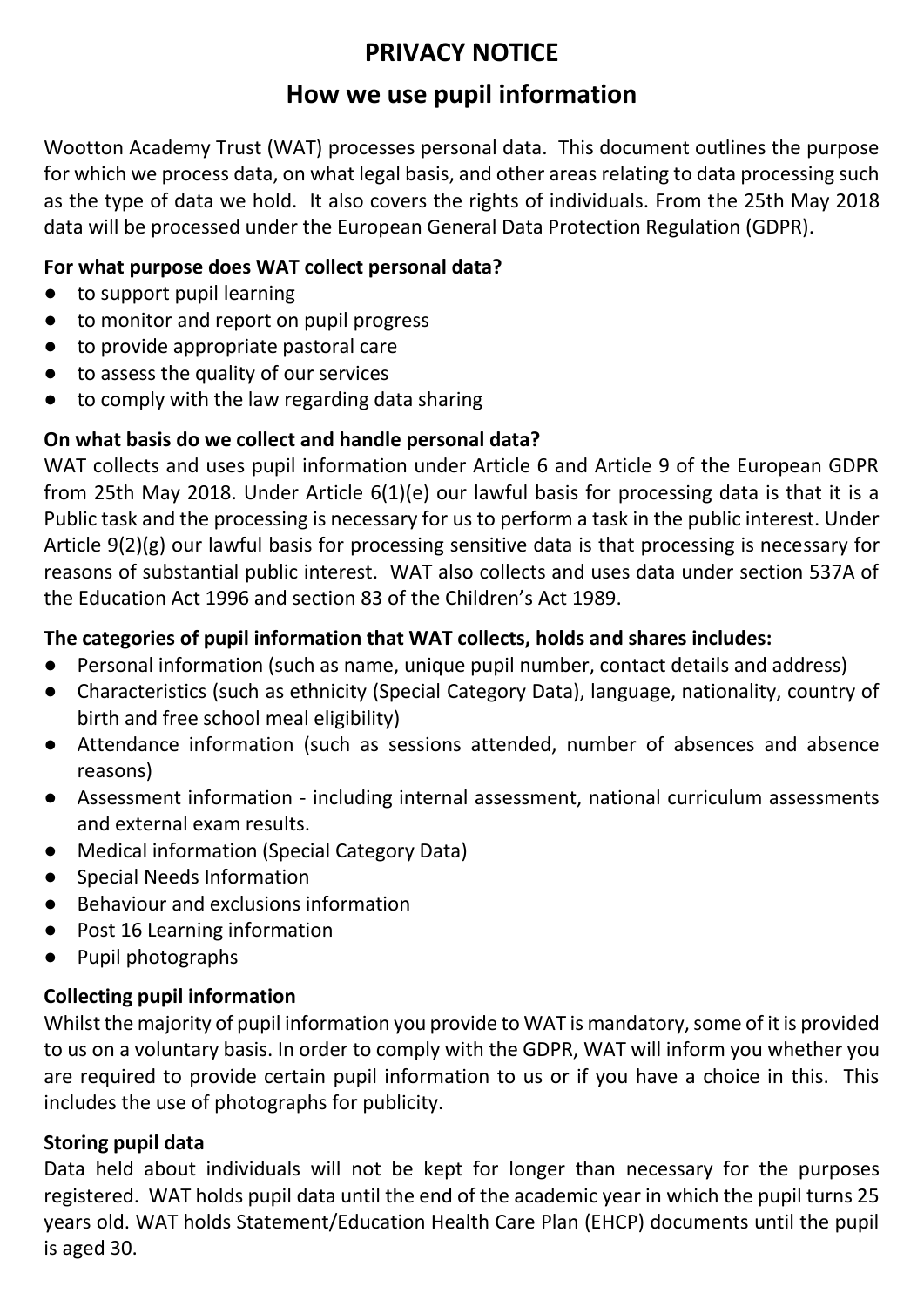# PRIVACY NOTICE

## How we use pupil information

Wootton Academy Trust (WAT) processes personal data. This document outlines the purpose for which we process data, on what legal basis, and other areas relating to data processing such as the type of data we hold. It also covers the rights of individuals. From the 25th May 2018 data will be processed under the European General Data Protection Regulation (GDPR).

**For what purpose does WAT collect personal data?**

- to support pupil learning
- to monitor and report on pupil progress
- to provide appropriate pastoral care
- to assess the quality of our services
- to comply with the law regarding data sharing

**On what basis do we collect and handle personal data?**

WAT collects and uses pupil information under Article 6 and Article 9 of the European GDPR from 25th May 2018. Under Article 6(1)(e) our lawful basis for processing data is that it is a Public task and the processing is necessary for us to perform a task in the public interest. Under Article 9(2)(g) our lawful basis for processing sensitive data is that processing is necessary for reasons of substantial public interest. WAT also collects and uses data under section 537A of the Education Act 1996 and section 83 of the Children's Act 1989.

**The categories of pupil information that WAT collects, holds and shares includes:**

- Personal information (such as name, unique pupil number, contact details and address)
- Characteristics (such as ethnicity (Special Category Data), language, nationality, country of birth and free school meal eligibility)
- Attendance information (such as sessions attended, number of absences and absence reasons)
- Assessment information - including internal assessment, national curriculum assessments and external exam results.
- Medical information (Special Category Data)
- Special Needs Information
- Behaviour and exclusions information
- Post 16 Learning information
- Pupil photographs

**Collecting pupil information**

Whilst the majority of pupil information you provide to WAT is mandatory, some of it is provided to us on a voluntary basis. In order to comply with the GDPR, WAT will inform you whether you are required to provide certain pupil information to us or if you have a choice in this. This includes the use of photographs for publicity.

**Storing pupil data**

Data held about individuals will not be kept for longer than necessary for the purposes registered. WAT holds pupil data until the end of the academic year in which the pupil turns 25 years old. WAT holds Statement/Education Health Care Plan (EHCP) documents until the pupil is aged 30.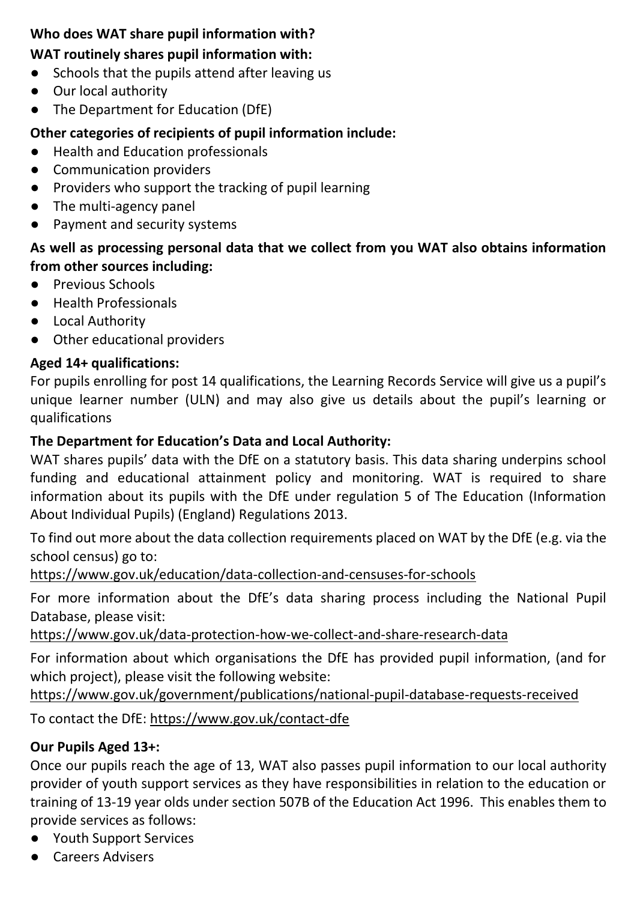**Who does WAT share pupil information with?**

**WAT routinely shares pupil information with:**

- Schools that the pupils attend after leaving us
- Our local authority
- The Department for Education (DfE)

**Other categories of recipients of pupil information include:**

- Health and Education professionals
- Communication providers
- Providers who support the tracking of pupil learning
- The multi-agency panel
- Payment and security systems

**As well as processing personal data that we collect from you WAT also obtains information from other sources including:**

- Previous Schools
- Health Professionals
- Local Authority
- Other educational providers

**Aged 14+ qualifications:**

For pupils enrolling for post 14 qualifications, the Learning Records Service will give us a pupil's unique learner number (ULN) and may also give us details about the pupil's learning or qualifications

**The Department for Education's Data and Local Authority:**

WAT shares pupils' data with the DfE on a statutory basis. This data sharing underpins school funding and educational attainment policy and monitoring. WAT is required to share information about its pupils with the DfE under regulation 5 of The Education (Information About Individual Pupils) (England) Regulations 2013.

To find out more about the data collection requirements placed on WAT by the DfE (e.g. via the school census) go to:
https://www.gov.uk/education/data-collection-and-censuses-for-schools

For more information about the DfE's data sharing process including the National Pupil Database, please visit:
https://www.gov.uk/data-protection-how-we-collect-and-share-research-data

For information about which organisations the DfE has provided pupil information, (and for which project), please visit the following website:
https://www.gov.uk/government/publications/national-pupil-database-requests-received

To contact the DfE: https://www.gov.uk/contact-dfe

**Our Pupils Aged 13+:**

Once our pupils reach the age of 13, WAT also passes pupil information to our local authority provider of youth support services as they have responsibilities in relation to the education or training of 13-19 year olds under section 507B of the Education Act 1996. This enables them to provide services as follows:

- Youth Support Services
- Careers Advisers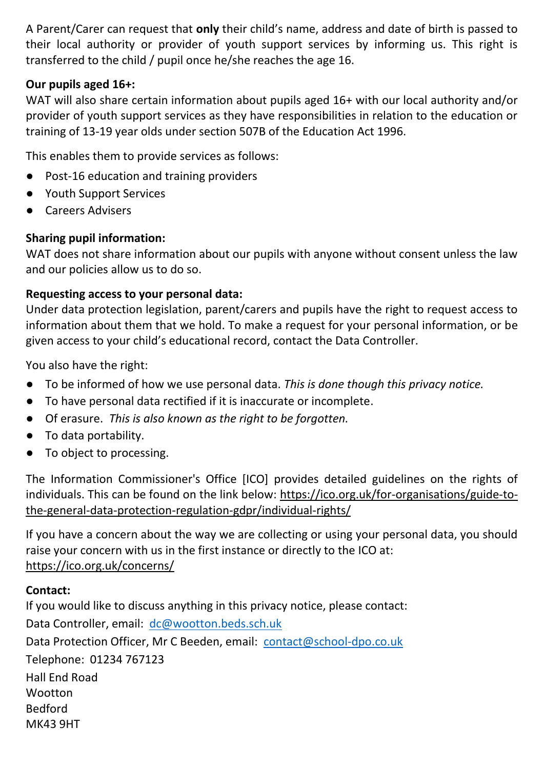A Parent/Carer can request that **only** their child's name, address and date of birth is passed to their local authority or provider of youth support services by informing us. This right is transferred to the child / pupil once he/she reaches the age 16.

**Our pupils aged 16+:**
WAT will also share certain information about pupils aged 16+ with our local authority and/or provider of youth support services as they have responsibilities in relation to the education or training of 13-19 year olds under section 507B of the Education Act 1996.

This enables them to provide services as follows:

- Post-16 education and training providers
- Youth Support Services
- Careers Advisers

**Sharing pupil information:**
WAT does not share information about our pupils with anyone without consent unless the law and our policies allow us to do so.

**Requesting access to your personal data:**
Under data protection legislation, parent/carers and pupils have the right to request access to information about them that we hold. To make a request for your personal information, or be given access to your child's educational record, contact the Data Controller.

You also have the right:

- To be informed of how we use personal data. *This is done though this privacy notice.*
- To have personal data rectified if it is inaccurate or incomplete.
- Of erasure. *This is also known as the right to be forgotten.*
- To data portability.
- To object to processing.

The Information Commissioner's Office [ICO] provides detailed guidelines on the rights of individuals. This can be found on the link below: https://ico.org.uk/for-organisations/guide-to-the-general-data-protection-regulation-gdpr/individual-rights/

If you have a concern about the way we are collecting or using your personal data, you should raise your concern with us in the first instance or directly to the ICO at: https://ico.org.uk/concerns/

**Contact:**
If you would like to discuss anything in this privacy notice, please contact:
Data Controller, email: dc@wootton.beds.sch.uk
Data Protection Officer, Mr C Beeden, email: contact@school-dpo.co.uk
Telephone: 01234 767123
Hall End Road
Wootton
Bedford
MK43 9HT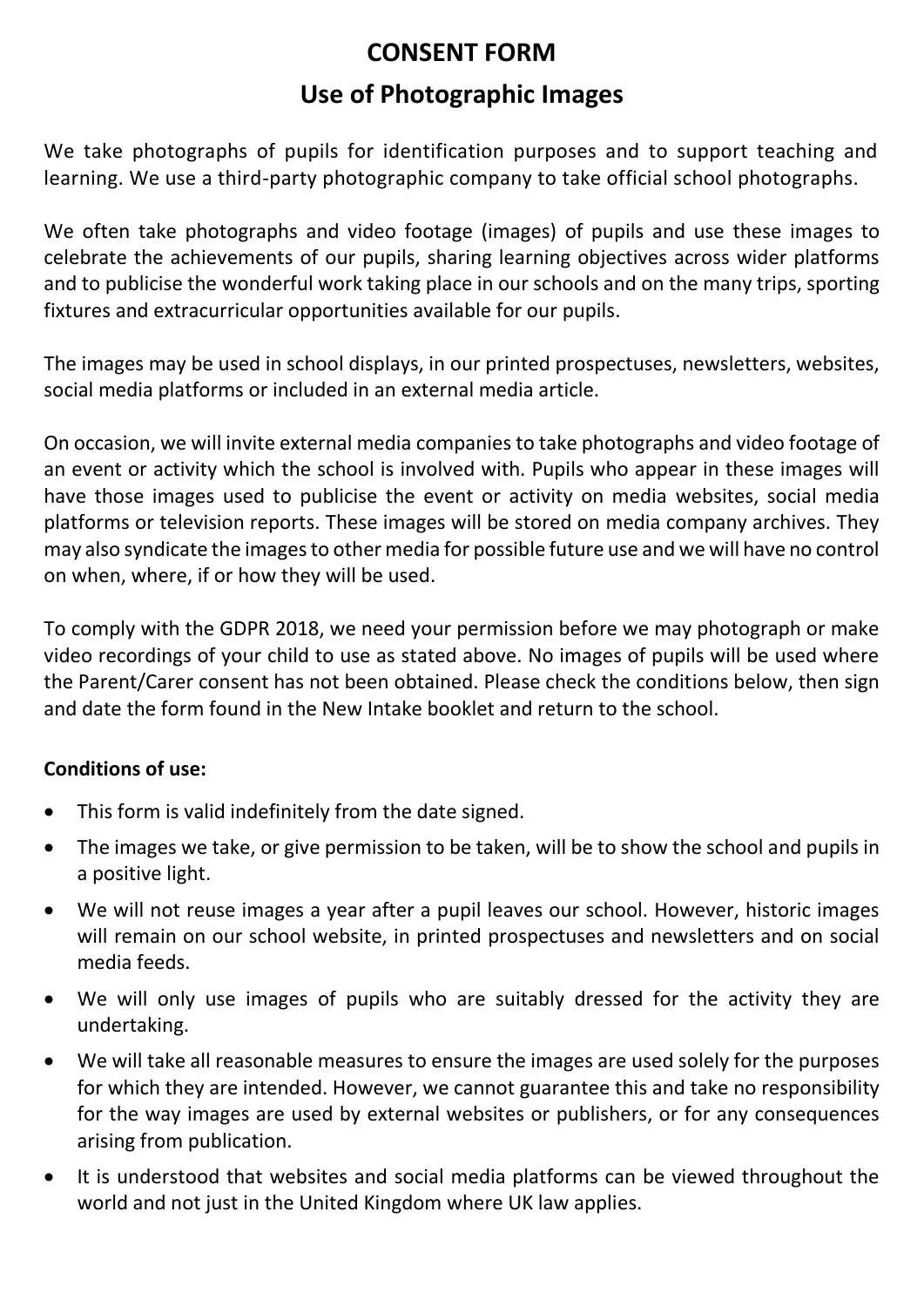# CONSENT FORM

## Use of Photographic Images

We take photographs of pupils for identification purposes and to support teaching and learning. We use a third-party photographic company to take official school photographs.

We often take photographs and video footage (images) of pupils and use these images to celebrate the achievements of our pupils, sharing learning objectives across wider platforms and to publicise the wonderful work taking place in our schools and on the many trips, sporting fixtures and extracurricular opportunities available for our pupils.

The images may be used in school displays, in our printed prospectuses, newsletters, websites, social media platforms or included in an external media article.

On occasion, we will invite external media companies to take photographs and video footage of an event or activity which the school is involved with. Pupils who appear in these images will have those images used to publicise the event or activity on media websites, social media platforms or television reports. These images will be stored on media company archives. They may also syndicate the images to other media for possible future use and we will have no control on when, where, if or how they will be used.

To comply with the GDPR 2018, we need your permission before we may photograph or make video recordings of your child to use as stated above. No images of pupils will be used where the Parent/Carer consent has not been obtained. Please check the conditions below, then sign and date the form found in the New Intake booklet and return to the school.

**Conditions of use:**

- This form is valid indefinitely from the date signed.
- The images we take, or give permission to be taken, will be to show the school and pupils in a positive light.
- We will not reuse images a year after a pupil leaves our school. However, historic images will remain on our school website, in printed prospectuses and newsletters and on social media feeds.
- We will only use images of pupils who are suitably dressed for the activity they are undertaking.
- We will take all reasonable measures to ensure the images are used solely for the purposes for which they are intended. However, we cannot guarantee this and take no responsibility for the way images are used by external websites or publishers, or for any consequences arising from publication.
- It is understood that websites and social media platforms can be viewed throughout the world and not just in the United Kingdom where UK law applies.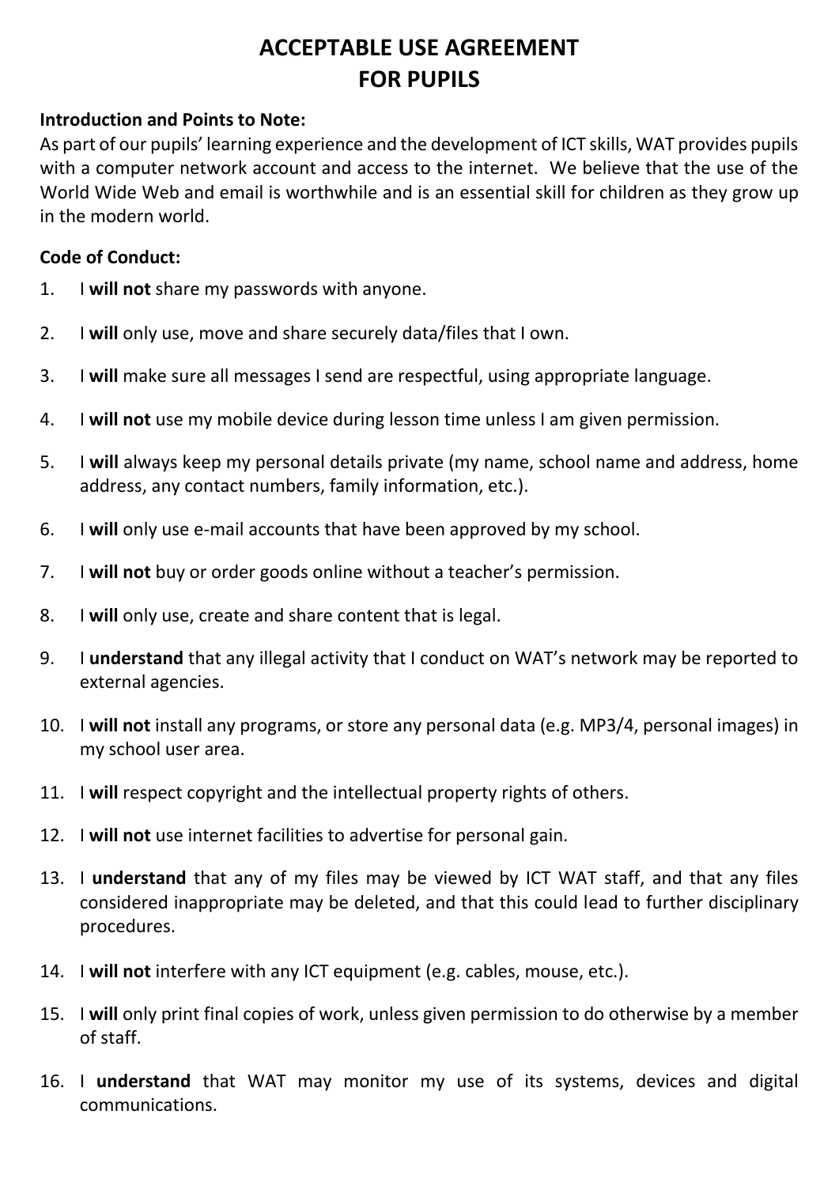# ACCEPTABLE USE AGREEMENT FOR PUPILS

**Introduction and Points to Note:**

As part of our pupils' learning experience and the development of ICT skills, WAT provides pupils with a computer network account and access to the internet. We believe that the use of the World Wide Web and email is worthwhile and is an essential skill for children as they grow up in the modern world.

**Code of Conduct:**

1. I **will not** share my passwords with anyone.
2. I **will** only use, move and share securely data/files that I own.
3. I **will** make sure all messages I send are respectful, using appropriate language.
4. I **will not** use my mobile device during lesson time unless I am given permission.
5. I **will** always keep my personal details private (my name, school name and address, home address, any contact numbers, family information, etc.).
6. I **will** only use e-mail accounts that have been approved by my school.
7. I **will not** buy or order goods online without a teacher's permission.
8. I **will** only use, create and share content that is legal.
9. I **understand** that any illegal activity that I conduct on WAT's network may be reported to external agencies.
10. I **will not** install any programs, or store any personal data (e.g. MP3/4, personal images) in my school user area.
11. I **will** respect copyright and the intellectual property rights of others.
12. I **will not** use internet facilities to advertise for personal gain.
13. I **understand** that any of my files may be viewed by ICT WAT staff, and that any files considered inappropriate may be deleted, and that this could lead to further disciplinary procedures.
14. I **will not** interfere with any ICT equipment (e.g. cables, mouse, etc.).
15. I **will** only print final copies of work, unless given permission to do otherwise by a member of staff.
16. I **understand** that WAT may monitor my use of its systems, devices and digital communications.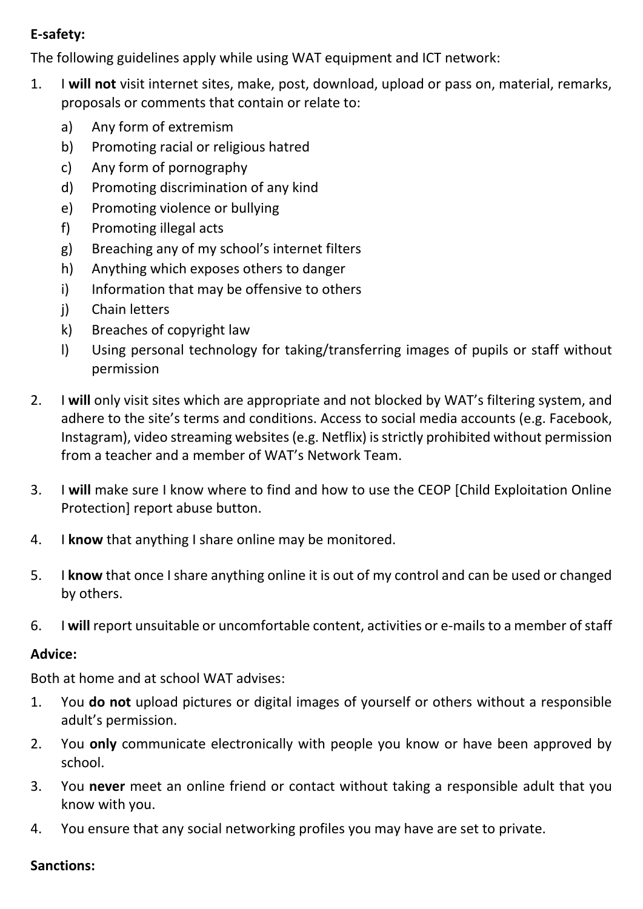**E-safety:**

The following guidelines apply while using WAT equipment and ICT network:

1. I **will not** visit internet sites, make, post, download, upload or pass on, material, remarks, proposals or comments that contain or relate to:
    a) Any form of extremism
    b) Promoting racial or religious hatred
    c) Any form of pornography
    d) Promoting discrimination of any kind
    e) Promoting violence or bullying
    f) Promoting illegal acts
    g) Breaching any of my school's internet filters
    h) Anything which exposes others to danger
    i) Information that may be offensive to others
    j) Chain letters
    k) Breaches of copyright law
    l) Using personal technology for taking/transferring images of pupils or staff without permission
2. I **will** only visit sites which are appropriate and not blocked by WAT's filtering system, and adhere to the site's terms and conditions. Access to social media accounts (e.g. Facebook, Instagram), video streaming websites (e.g. Netflix) is strictly prohibited without permission from a teacher and a member of WAT's Network Team.
3. I **will** make sure I know where to find and how to use the CEOP [Child Exploitation Online Protection] report abuse button.
4. I **know** that anything I share online may be monitored.
5. I **know** that once I share anything online it is out of my control and can be used or changed by others.
6. I **will** report unsuitable or uncomfortable content, activities or e-mails to a member of staff

**Advice:**

Both at home and at school WAT advises:

1. You **do not** upload pictures or digital images of yourself or others without a responsible adult's permission.
2. You **only** communicate electronically with people you know or have been approved by school.
3. You **never** meet an online friend or contact without taking a responsible adult that you know with you.
4. You ensure that any social networking profiles you may have are set to private.

**Sanctions:**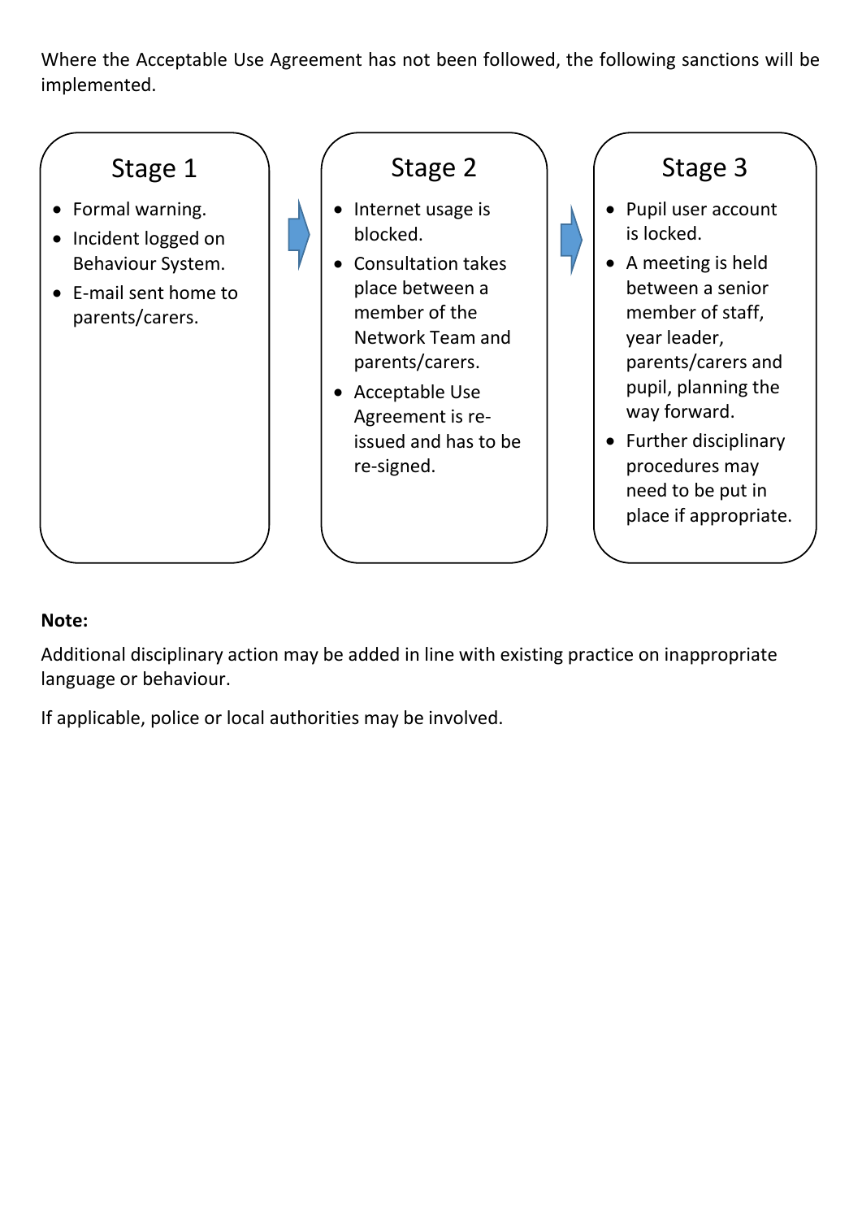Where the Acceptable Use Agreement has not been followed, the following sanctions will be implemented.

### Stage 1

- Formal warning.
- Incident logged on Behaviour System.
- E-mail sent home to parents/carers.

### Stage 2

- Internet usage is blocked.
- Consultation takes place between a member of the Network Team and parents/carers.
- Acceptable Use Agreement is re-issued and has to be re-signed.

### Stage 3

- Pupil user account is locked.
- A meeting is held between a senior member of staff, year leader, parents/carers and pupil, planning the way forward.
- Further disciplinary procedures may need to be put in place if appropriate.

**Note:**

Additional disciplinary action may be added in line with existing practice on inappropriate language or behaviour.

If applicable, police or local authorities may be involved.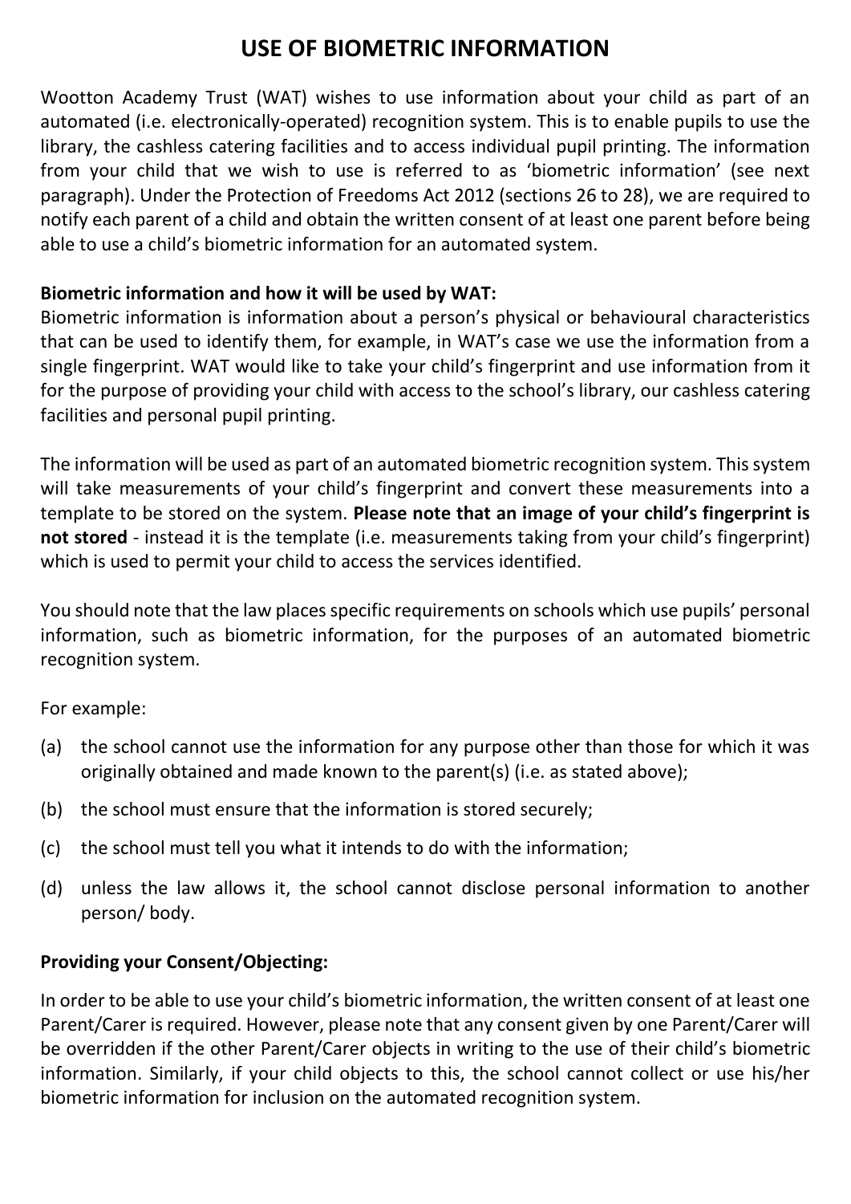# USE OF BIOMETRIC INFORMATION

Wootton Academy Trust (WAT) wishes to use information about your child as part of an automated (i.e. electronically-operated) recognition system. This is to enable pupils to use the library, the cashless catering facilities and to access individual pupil printing. The information from your child that we wish to use is referred to as 'biometric information' (see next paragraph). Under the Protection of Freedoms Act 2012 (sections 26 to 28), we are required to notify each parent of a child and obtain the written consent of at least one parent before being able to use a child's biometric information for an automated system.

**Biometric information and how it will be used by WAT:**

Biometric information is information about a person's physical or behavioural characteristics that can be used to identify them, for example, in WAT's case we use the information from a single fingerprint. WAT would like to take your child's fingerprint and use information from it for the purpose of providing your child with access to the school's library, our cashless catering facilities and personal pupil printing.

The information will be used as part of an automated biometric recognition system. This system will take measurements of your child's fingerprint and convert these measurements into a template to be stored on the system. **Please note that an image of your child's fingerprint is not stored** - instead it is the template (i.e. measurements taking from your child's fingerprint) which is used to permit your child to access the services identified.

You should note that the law places specific requirements on schools which use pupils' personal information, such as biometric information, for the purposes of an automated biometric recognition system.

For example:

(a) the school cannot use the information for any purpose other than those for which it was originally obtained and made known to the parent(s) (i.e. as stated above);

(b) the school must ensure that the information is stored securely;

(c) the school must tell you what it intends to do with the information;

(d) unless the law allows it, the school cannot disclose personal information to another person/ body.

**Providing your Consent/Objecting:**

In order to be able to use your child's biometric information, the written consent of at least one Parent/Carer is required. However, please note that any consent given by one Parent/Carer will be overridden if the other Parent/Carer objects in writing to the use of their child's biometric information. Similarly, if your child objects to this, the school cannot collect or use his/her biometric information for inclusion on the automated recognition system.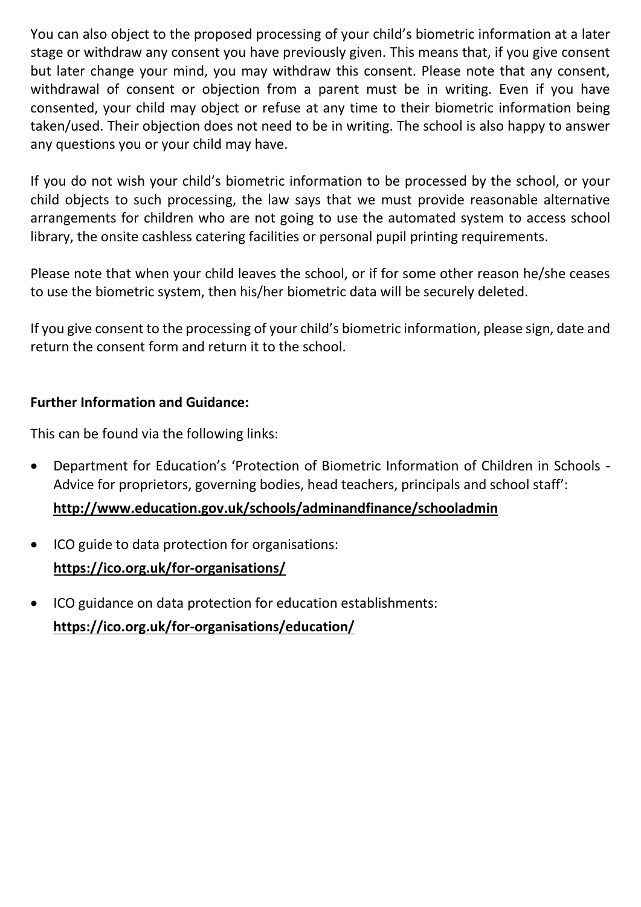You can also object to the proposed processing of your child's biometric information at a later stage or withdraw any consent you have previously given. This means that, if you give consent but later change your mind, you may withdraw this consent. Please note that any consent, withdrawal of consent or objection from a parent must be in writing. Even if you have consented, your child may object or refuse at any time to their biometric information being taken/used. Their objection does not need to be in writing. The school is also happy to answer any questions you or your child may have.

If you do not wish your child's biometric information to be processed by the school, or your child objects to such processing, the law says that we must provide reasonable alternative arrangements for children who are not going to use the automated system to access school library, the onsite cashless catering facilities or personal pupil printing requirements.

Please note that when your child leaves the school, or if for some other reason he/she ceases to use the biometric system, then his/her biometric data will be securely deleted.

If you give consent to the processing of your child's biometric information, please sign, date and return the consent form and return it to the school.

**Further Information and Guidance:**

This can be found via the following links:

- Department for Education's 'Protection of Biometric Information of Children in Schools - Advice for proprietors, governing bodies, head teachers, principals and school staff':
  **http://www.education.gov.uk/schools/adminandfinance/schooladmin**
- ICO guide to data protection for organisations:
  **https://ico.org.uk/for-organisations/**
- ICO guidance on data protection for education establishments:
  **https://ico.org.uk/for-organisations/education/**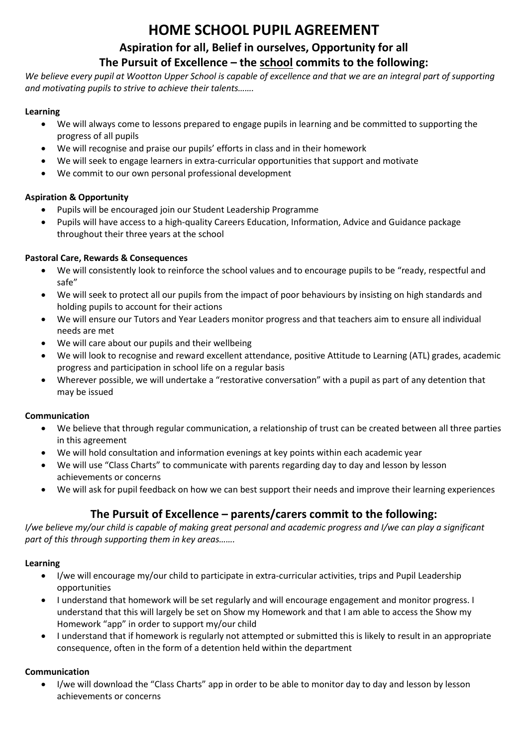# HOME SCHOOL PUPIL AGREEMENT

## Aspiration for all, Belief in ourselves, Opportunity for all

## The Pursuit of Excellence – the school commits to the following:

*We believe every pupil at Wootton Upper School is capable of excellence and that we are an integral part of supporting and motivating pupils to strive to achieve their talents…….*

**Learning**

- We will always come to lessons prepared to engage pupils in learning and be committed to supporting the progress of all pupils
- We will recognise and praise our pupils' efforts in class and in their homework
- We will seek to engage learners in extra-curricular opportunities that support and motivate
- We commit to our own personal professional development

**Aspiration & Opportunity**

- Pupils will be encouraged join our Student Leadership Programme
- Pupils will have access to a high-quality Careers Education, Information, Advice and Guidance package throughout their three years at the school

**Pastoral Care, Rewards & Consequences**

- We will consistently look to reinforce the school values and to encourage pupils to be "ready, respectful and safe"
- We will seek to protect all our pupils from the impact of poor behaviours by insisting on high standards and holding pupils to account for their actions
- We will ensure our Tutors and Year Leaders monitor progress and that teachers aim to ensure all individual needs are met
- We will care about our pupils and their wellbeing
- We will look to recognise and reward excellent attendance, positive Attitude to Learning (ATL) grades, academic progress and participation in school life on a regular basis
- Wherever possible, we will undertake a "restorative conversation" with a pupil as part of any detention that may be issued

**Communication**

- We believe that through regular communication, a relationship of trust can be created between all three parties in this agreement
- We will hold consultation and information evenings at key points within each academic year
- We will use "Class Charts" to communicate with parents regarding day to day and lesson by lesson achievements or concerns
- We will ask for pupil feedback on how we can best support their needs and improve their learning experiences

## The Pursuit of Excellence – parents/carers commit to the following:

*I/we believe my/our child is capable of making great personal and academic progress and I/we can play a significant part of this through supporting them in key areas…….*

**Learning**

- I/we will encourage my/our child to participate in extra-curricular activities, trips and Pupil Leadership opportunities
- I understand that homework will be set regularly and will encourage engagement and monitor progress. I understand that this will largely be set on Show my Homework and that I am able to access the Show my Homework "app" in order to support my/our child
- I understand that if homework is regularly not attempted or submitted this is likely to result in an appropriate consequence, often in the form of a detention held within the department

**Communication**

- I/we will download the "Class Charts" app in order to be able to monitor day to day and lesson by lesson achievements or concerns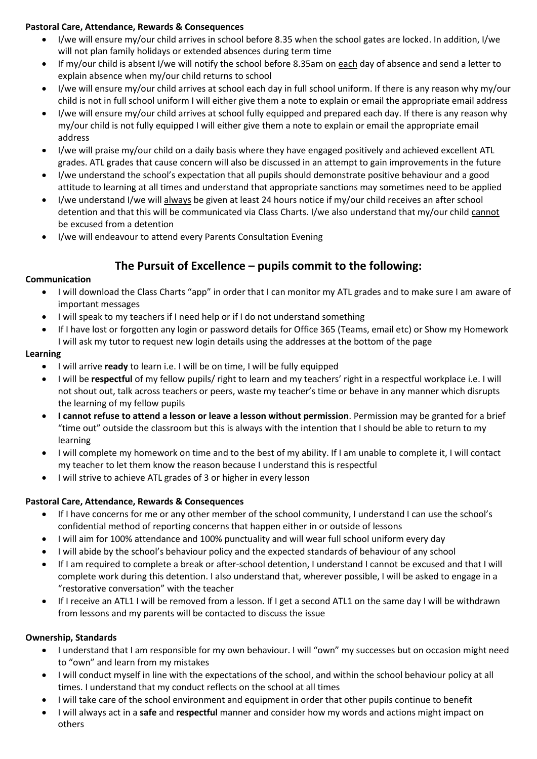**Pastoral Care, Attendance, Rewards & Consequences**

- I/we will ensure my/our child arrives in school before 8.35 when the school gates are locked. In addition, I/we will not plan family holidays or extended absences during term time
- If my/our child is absent I/we will notify the school before 8.35am on each day of absence and send a letter to explain absence when my/our child returns to school
- I/we will ensure my/our child arrives at school each day in full school uniform. If there is any reason why my/our child is not in full school uniform I will either give them a note to explain or email the appropriate email address
- I/we will ensure my/our child arrives at school fully equipped and prepared each day. If there is any reason why my/our child is not fully equipped I will either give them a note to explain or email the appropriate email address
- I/we will praise my/our child on a daily basis where they have engaged positively and achieved excellent ATL grades. ATL grades that cause concern will also be discussed in an attempt to gain improvements in the future
- I/we understand the school's expectation that all pupils should demonstrate positive behaviour and a good attitude to learning at all times and understand that appropriate sanctions may sometimes need to be applied
- I/we understand I/we will always be given at least 24 hours notice if my/our child receives an after school detention and that this will be communicated via Class Charts. I/we also understand that my/our child cannot be excused from a detention
- I/we will endeavour to attend every Parents Consultation Evening

## The Pursuit of Excellence – pupils commit to the following:

**Communication**

- I will download the Class Charts "app" in order that I can monitor my ATL grades and to make sure I am aware of important messages
- I will speak to my teachers if I need help or if I do not understand something
- If I have lost or forgotten any login or password details for Office 365 (Teams, email etc) or Show my Homework I will ask my tutor to request new login details using the addresses at the bottom of the page

**Learning**

- I will arrive **ready** to learn i.e. I will be on time, I will be fully equipped
- I will be **respectful** of my fellow pupils/ right to learn and my teachers' right in a respectful workplace i.e. I will not shout out, talk across teachers or peers, waste my teacher's time or behave in any manner which disrupts the learning of my fellow pupils
- **I cannot refuse to attend a lesson or leave a lesson without permission**. Permission may be granted for a brief "time out" outside the classroom but this is always with the intention that I should be able to return to my learning
- I will complete my homework on time and to the best of my ability. If I am unable to complete it, I will contact my teacher to let them know the reason because I understand this is respectful
- I will strive to achieve ATL grades of 3 or higher in every lesson

**Pastoral Care, Attendance, Rewards & Consequences**

- If I have concerns for me or any other member of the school community, I understand I can use the school's confidential method of reporting concerns that happen either in or outside of lessons
- I will aim for 100% attendance and 100% punctuality and will wear full school uniform every day
- I will abide by the school's behaviour policy and the expected standards of behaviour of any school
- If I am required to complete a break or after-school detention, I understand I cannot be excused and that I will complete work during this detention. I also understand that, wherever possible, I will be asked to engage in a "restorative conversation" with the teacher
- If I receive an ATL1 I will be removed from a lesson. If I get a second ATL1 on the same day I will be withdrawn from lessons and my parents will be contacted to discuss the issue

**Ownership, Standards**

- I understand that I am responsible for my own behaviour. I will "own" my successes but on occasion might need to "own" and learn from my mistakes
- I will conduct myself in line with the expectations of the school, and within the school behaviour policy at all times. I understand that my conduct reflects on the school at all times
- I will take care of the school environment and equipment in order that other pupils continue to benefit
- I will always act in a **safe** and **respectful** manner and consider how my words and actions might impact on others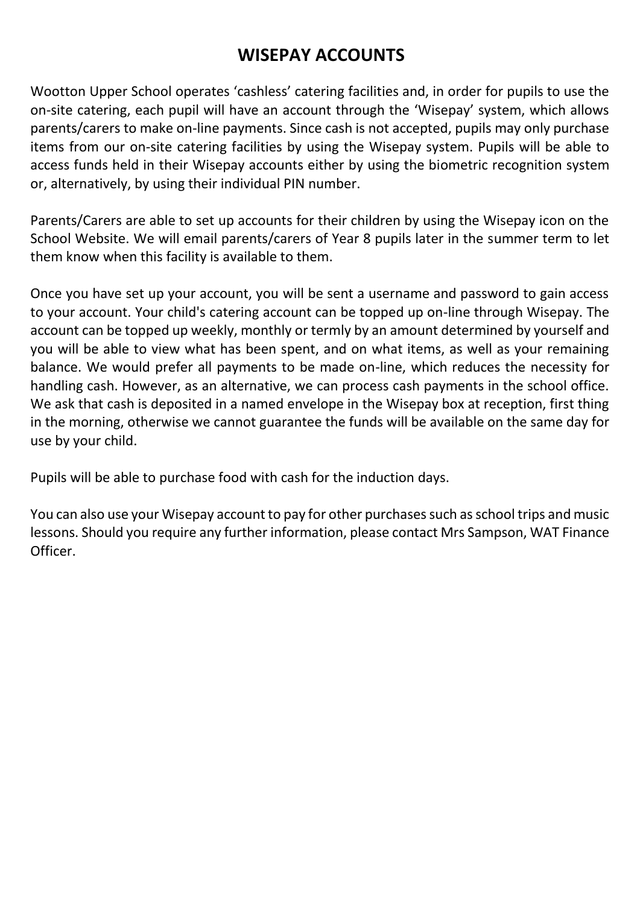# WISEPAY ACCOUNTS

Wootton Upper School operates 'cashless' catering facilities and, in order for pupils to use the on-site catering, each pupil will have an account through the 'Wisepay' system, which allows parents/carers to make on-line payments. Since cash is not accepted, pupils may only purchase items from our on-site catering facilities by using the Wisepay system. Pupils will be able to access funds held in their Wisepay accounts either by using the biometric recognition system or, alternatively, by using their individual PIN number.

Parents/Carers are able to set up accounts for their children by using the Wisepay icon on the School Website. We will email parents/carers of Year 8 pupils later in the summer term to let them know when this facility is available to them.

Once you have set up your account, you will be sent a username and password to gain access to your account. Your child's catering account can be topped up on-line through Wisepay. The account can be topped up weekly, monthly or termly by an amount determined by yourself and you will be able to view what has been spent, and on what items, as well as your remaining balance. We would prefer all payments to be made on-line, which reduces the necessity for handling cash. However, as an alternative, we can process cash payments in the school office. We ask that cash is deposited in a named envelope in the Wisepay box at reception, first thing in the morning, otherwise we cannot guarantee the funds will be available on the same day for use by your child.

Pupils will be able to purchase food with cash for the induction days.

You can also use your Wisepay account to pay for other purchases such as school trips and music lessons. Should you require any further information, please contact Mrs Sampson, WAT Finance Officer.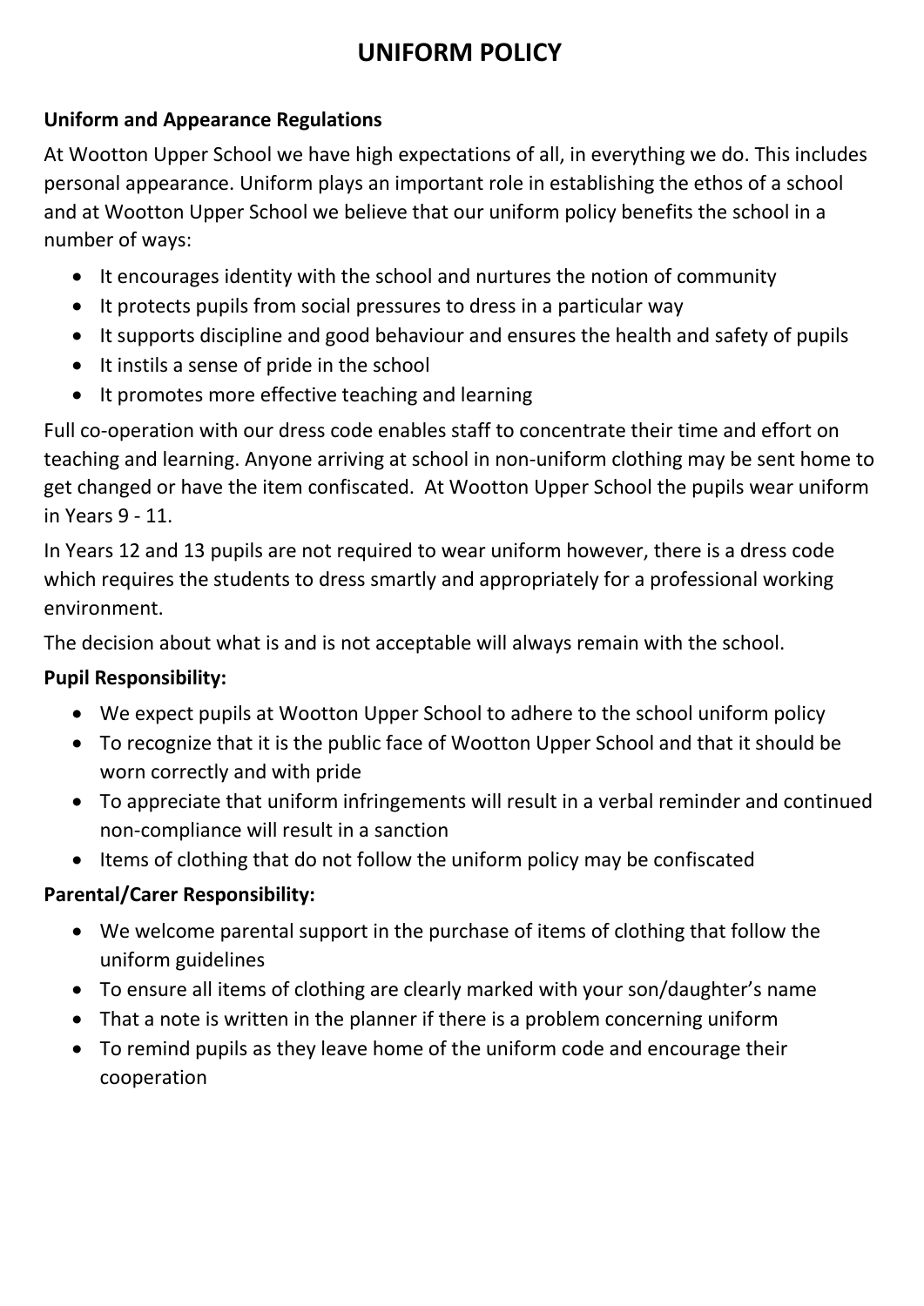# UNIFORM POLICY

**Uniform and Appearance Regulations**

At Wootton Upper School we have high expectations of all, in everything we do. This includes personal appearance. Uniform plays an important role in establishing the ethos of a school and at Wootton Upper School we believe that our uniform policy benefits the school in a number of ways:

- It encourages identity with the school and nurtures the notion of community
- It protects pupils from social pressures to dress in a particular way
- It supports discipline and good behaviour and ensures the health and safety of pupils
- It instils a sense of pride in the school
- It promotes more effective teaching and learning

Full co-operation with our dress code enables staff to concentrate their time and effort on teaching and learning. Anyone arriving at school in non-uniform clothing may be sent home to get changed or have the item confiscated. At Wootton Upper School the pupils wear uniform in Years 9 - 11.

In Years 12 and 13 pupils are not required to wear uniform however, there is a dress code which requires the students to dress smartly and appropriately for a professional working environment.

The decision about what is and is not acceptable will always remain with the school.

**Pupil Responsibility:**

- We expect pupils at Wootton Upper School to adhere to the school uniform policy
- To recognize that it is the public face of Wootton Upper School and that it should be worn correctly and with pride
- To appreciate that uniform infringements will result in a verbal reminder and continued non-compliance will result in a sanction
- Items of clothing that do not follow the uniform policy may be confiscated

**Parental/Carer Responsibility:**

- We welcome parental support in the purchase of items of clothing that follow the uniform guidelines
- To ensure all items of clothing are clearly marked with your son/daughter's name
- That a note is written in the planner if there is a problem concerning uniform
- To remind pupils as they leave home of the uniform code and encourage their cooperation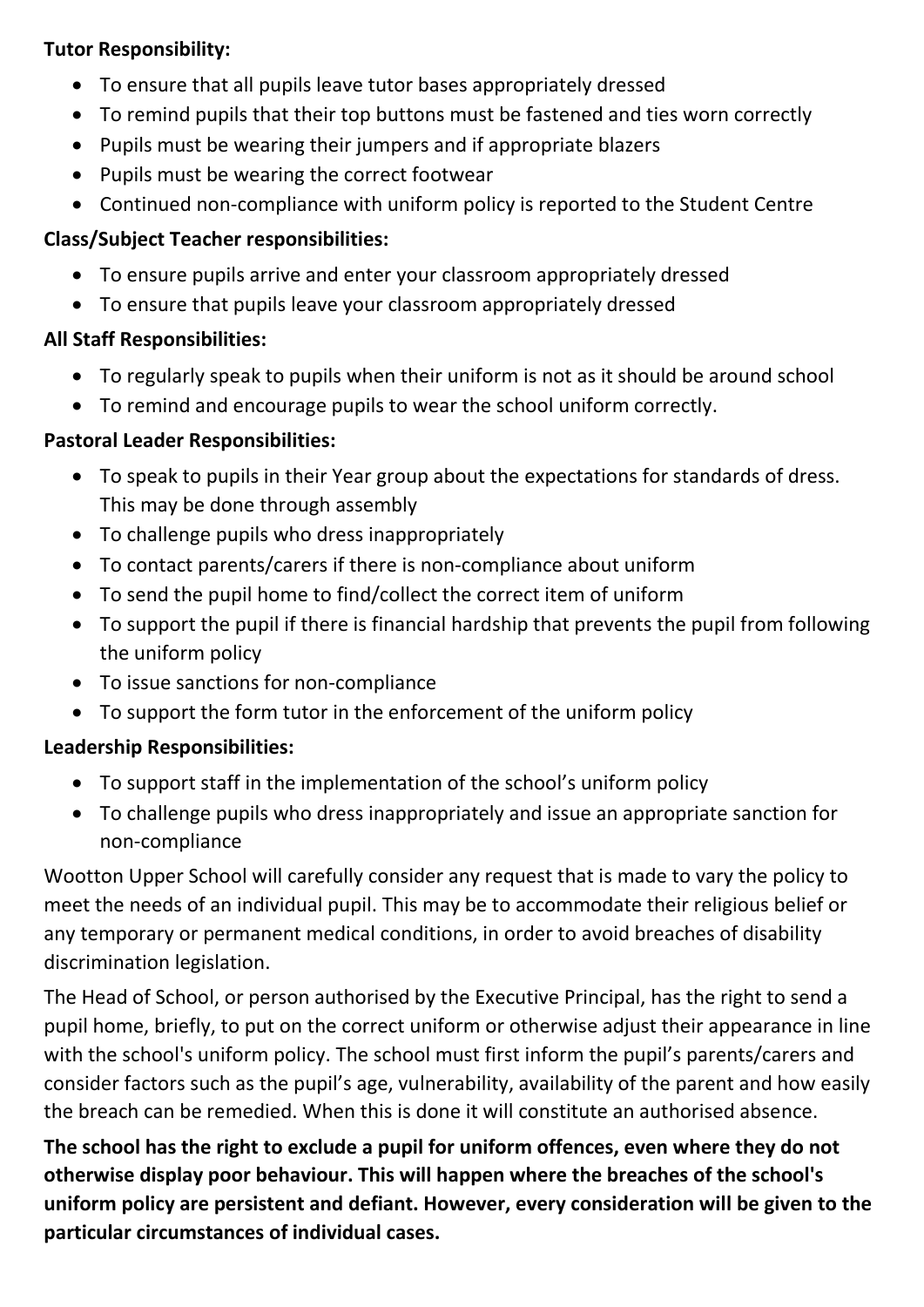**Tutor Responsibility:**

- To ensure that all pupils leave tutor bases appropriately dressed
- To remind pupils that their top buttons must be fastened and ties worn correctly
- Pupils must be wearing their jumpers and if appropriate blazers
- Pupils must be wearing the correct footwear
- Continued non-compliance with uniform policy is reported to the Student Centre

**Class/Subject Teacher responsibilities:**

- To ensure pupils arrive and enter your classroom appropriately dressed
- To ensure that pupils leave your classroom appropriately dressed

**All Staff Responsibilities:**

- To regularly speak to pupils when their uniform is not as it should be around school
- To remind and encourage pupils to wear the school uniform correctly.

**Pastoral Leader Responsibilities:**

- To speak to pupils in their Year group about the expectations for standards of dress. This may be done through assembly
- To challenge pupils who dress inappropriately
- To contact parents/carers if there is non-compliance about uniform
- To send the pupil home to find/collect the correct item of uniform
- To support the pupil if there is financial hardship that prevents the pupil from following the uniform policy
- To issue sanctions for non-compliance
- To support the form tutor in the enforcement of the uniform policy

**Leadership Responsibilities:**

- To support staff in the implementation of the school's uniform policy
- To challenge pupils who dress inappropriately and issue an appropriate sanction for non-compliance

Wootton Upper School will carefully consider any request that is made to vary the policy to meet the needs of an individual pupil. This may be to accommodate their religious belief or any temporary or permanent medical conditions, in order to avoid breaches of disability discrimination legislation.

The Head of School, or person authorised by the Executive Principal, has the right to send a pupil home, briefly, to put on the correct uniform or otherwise adjust their appearance in line with the school's uniform policy. The school must first inform the pupil's parents/carers and consider factors such as the pupil's age, vulnerability, availability of the parent and how easily the breach can be remedied. When this is done it will constitute an authorised absence.

**The school has the right to exclude a pupil for uniform offences, even where they do not otherwise display poor behaviour. This will happen where the breaches of the school's uniform policy are persistent and defiant. However, every consideration will be given to the particular circumstances of individual cases.**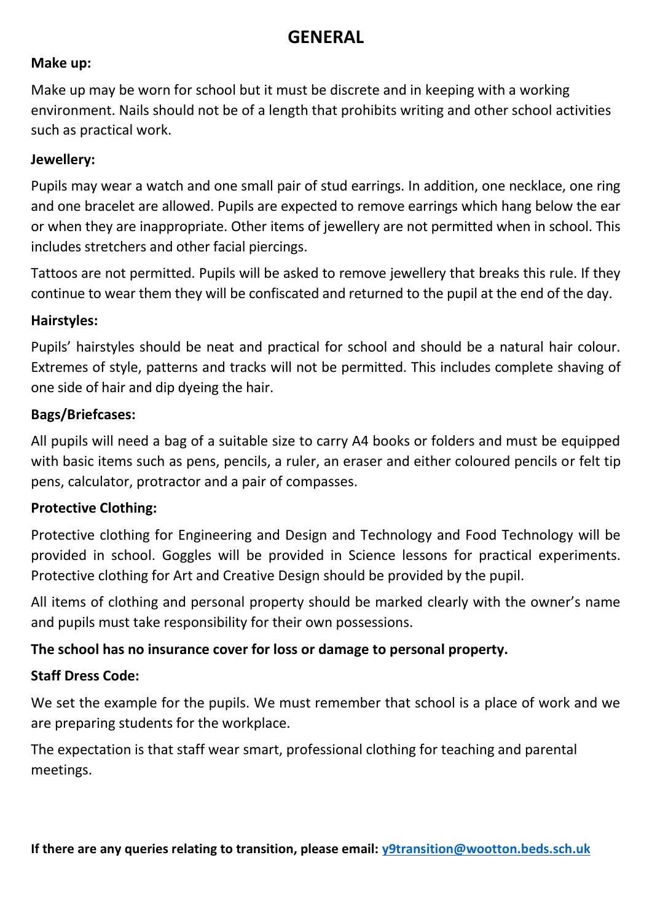# GENERAL

**Make up:**

Make up may be worn for school but it must be discrete and in keeping with a working environment. Nails should not be of a length that prohibits writing and other school activities such as practical work.

**Jewellery:**

Pupils may wear a watch and one small pair of stud earrings. In addition, one necklace, one ring and one bracelet are allowed. Pupils are expected to remove earrings which hang below the ear or when they are inappropriate. Other items of jewellery are not permitted when in school. This includes stretchers and other facial piercings.

Tattoos are not permitted. Pupils will be asked to remove jewellery that breaks this rule. If they continue to wear them they will be confiscated and returned to the pupil at the end of the day.

**Hairstyles:**

Pupils' hairstyles should be neat and practical for school and should be a natural hair colour. Extremes of style, patterns and tracks will not be permitted. This includes complete shaving of one side of hair and dip dyeing the hair.

**Bags/Briefcases:**

All pupils will need a bag of a suitable size to carry A4 books or folders and must be equipped with basic items such as pens, pencils, a ruler, an eraser and either coloured pencils or felt tip pens, calculator, protractor and a pair of compasses.

**Protective Clothing:**

Protective clothing for Engineering and Design and Technology and Food Technology will be provided in school. Goggles will be provided in Science lessons for practical experiments. Protective clothing for Art and Creative Design should be provided by the pupil.

All items of clothing and personal property should be marked clearly with the owner's name and pupils must take responsibility for their own possessions.

**The school has no insurance cover for loss or damage to personal property.**

**Staff Dress Code:**

We set the example for the pupils. We must remember that school is a place of work and we are preparing students for the workplace.

The expectation is that staff wear smart, professional clothing for teaching and parental meetings.

**If there are any queries relating to transition, please email: [y9transition@wootton.beds.sch.uk](mailto:y9transition@wootton.beds.sch.uk)**